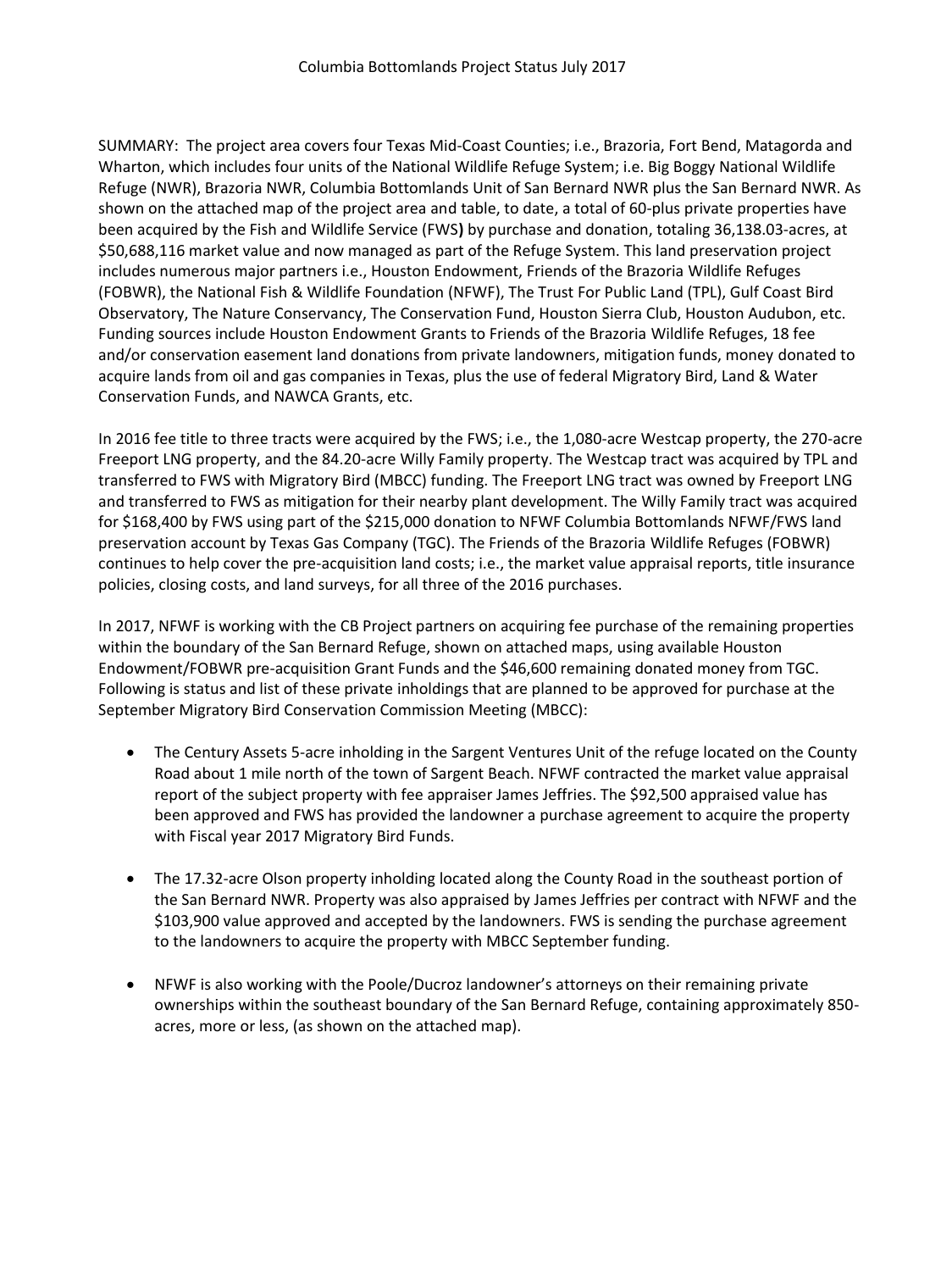# Columbia Bottomlands Project Status July 2017

SUMMARY: The project area covers four Texas Mid-Coast Counties; i.e., Brazoria, Fort Bend, Matagorda and Wharton, which includes four units of the National Wildlife Refuge System; i.e. Big Boggy National Wildlife Refuge (NWR), Brazoria NWR, Columbia Bottomlands Unit of San Bernard NWR plus the San Bernard NWR. As shown on the attached map of the project area and table, to date, a total of 60-plus private properties have been acquired by the Fish and Wildlife Service (FWS**)** by purchase and donation, totaling 36,138.03-acres, at $50,688,116 market value and now managed as part of the Refuge System. This land preservation project includes numerous major partners i.e., Houston Endowment, Friends of the Brazoria Wildlife Refuges (FOBWR), the National Fish & Wildlife Foundation (NFWF), The Trust For Public Land (TPL), Gulf Coast Bird Observatory, The Nature Conservancy, The Conservation Fund, Houston Sierra Club, Houston Audubon, etc. Funding sources include Houston Endowment Grants to Friends of the Brazoria Wildlife Refuges, 18 fee and/or conservation easement land donations from private landowners, mitigation funds, money donated to acquire lands from oil and gas companies in Texas, plus the use of federal Migratory Bird, Land & Water Conservation Funds, and NAWCA Grants, etc.

In 2016 fee title to three tracts were acquired by the FWS; i.e., the 1,080-acre Westcap property, the 270-acre Freeport LNG property, and the 84.20-acre Willy Family property. The Westcap tract was acquired by TPL and transferred to FWS with Migratory Bird (MBCC) funding. The Freeport LNG tract was owned by Freeport LNG and transferred to FWS as mitigation for their nearby plant development. The Willy Family tract was acquired for $168,400 by FWS using part of the $215,000 donation to NFWF Columbia Bottomlands NFWF/FWS land preservation account by Texas Gas Company (TGC). The Friends of the Brazoria Wildlife Refuges (FOBWR) continues to help cover the pre-acquisition land costs; i.e., the market value appraisal reports, title insurance policies, closing costs, and land surveys, for all three of the 2016 purchases.

In 2017, NFWF is working with the CB Project partners on acquiring fee purchase of the remaining properties within the boundary of the San Bernard Refuge, shown on attached maps, using available Houston Endowment/FOBWR pre-acquisition Grant Funds and the $46,600 remaining donated money from TGC. Following is status and list of these private inholdings that are planned to be approved for purchase at the September Migratory Bird Conservation Commission Meeting (MBCC):

- The Century Assets 5-acre inholding in the Sargent Ventures Unit of the refuge located on the County Road about 1 mile north of the town of Sargent Beach. NFWF contracted the market value appraisal report of the subject property with fee appraiser James Jeffries. The $92,500 appraised value has been approved and FWS has provided the landowner a purchase agreement to acquire the property with Fiscal year 2017 Migratory Bird Funds.

- The 17.32-acre Olson property inholding located along the County Road in the southeast portion of the San Bernard NWR. Property was also appraised by James Jeffries per contract with NFWF and the $103,900 value approved and accepted by the landowners. FWS is sending the purchase agreement to the landowners to acquire the property with MBCC September funding.

- NFWF is also working with the Poole/Ducroz landowner's attorneys on their remaining private ownerships within the southeast boundary of the San Bernard Refuge, containing approximately 850-acres, more or less, (as shown on the attached map).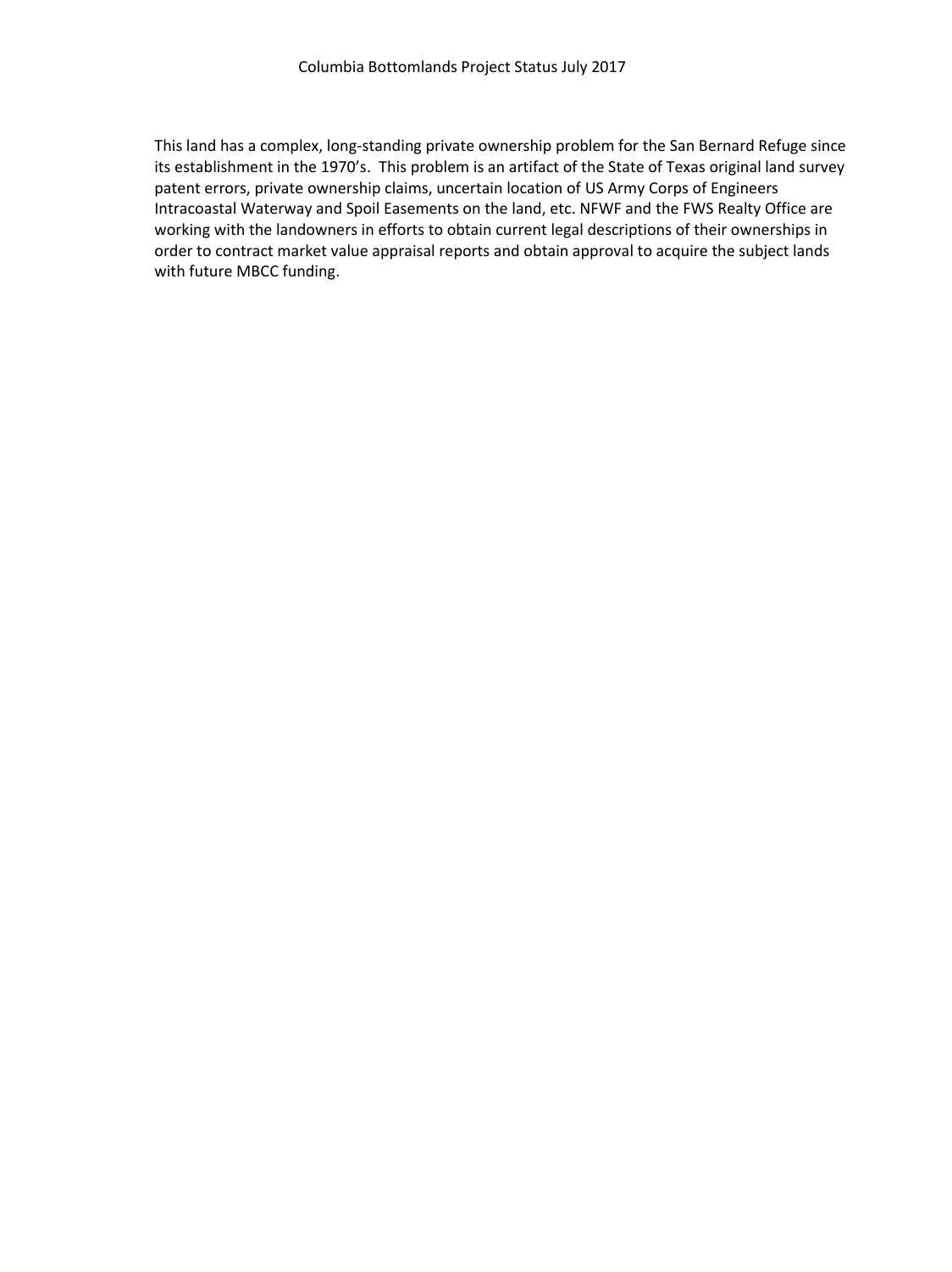Columbia Bottomlands Project Status July 2017

This land has a complex, long-standing private ownership problem for the San Bernard Refuge since its establishment in the 1970's. This problem is an artifact of the State of Texas original land survey patent errors, private ownership claims, uncertain location of US Army Corps of Engineers Intracoastal Waterway and Spoil Easements on the land, etc. NFWF and the FWS Realty Office are working with the landowners in efforts to obtain current legal descriptions of their ownerships in order to contract market value appraisal reports and obtain approval to acquire the subject lands with future MBCC funding.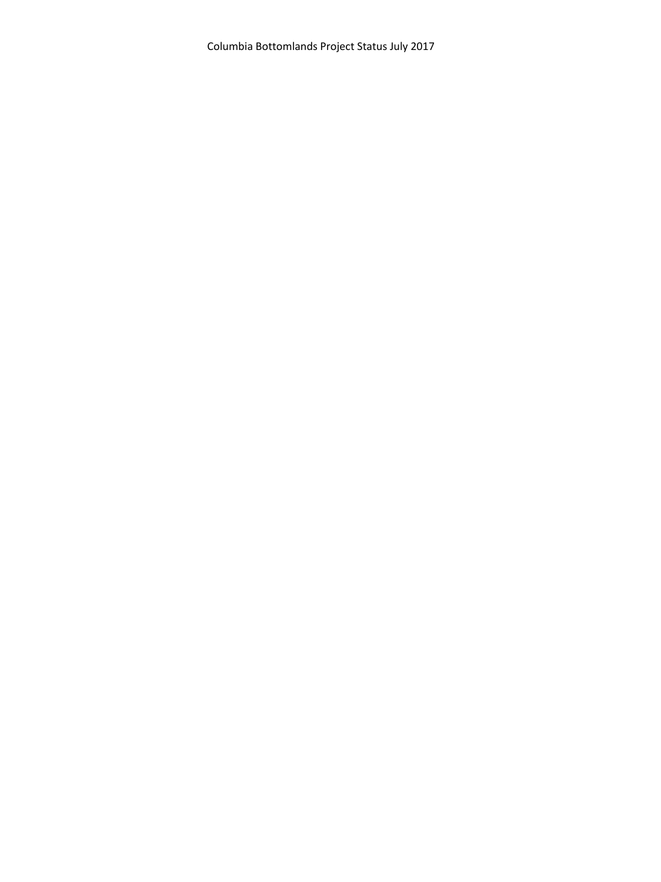Columbia Bottomlands Project Status July 2017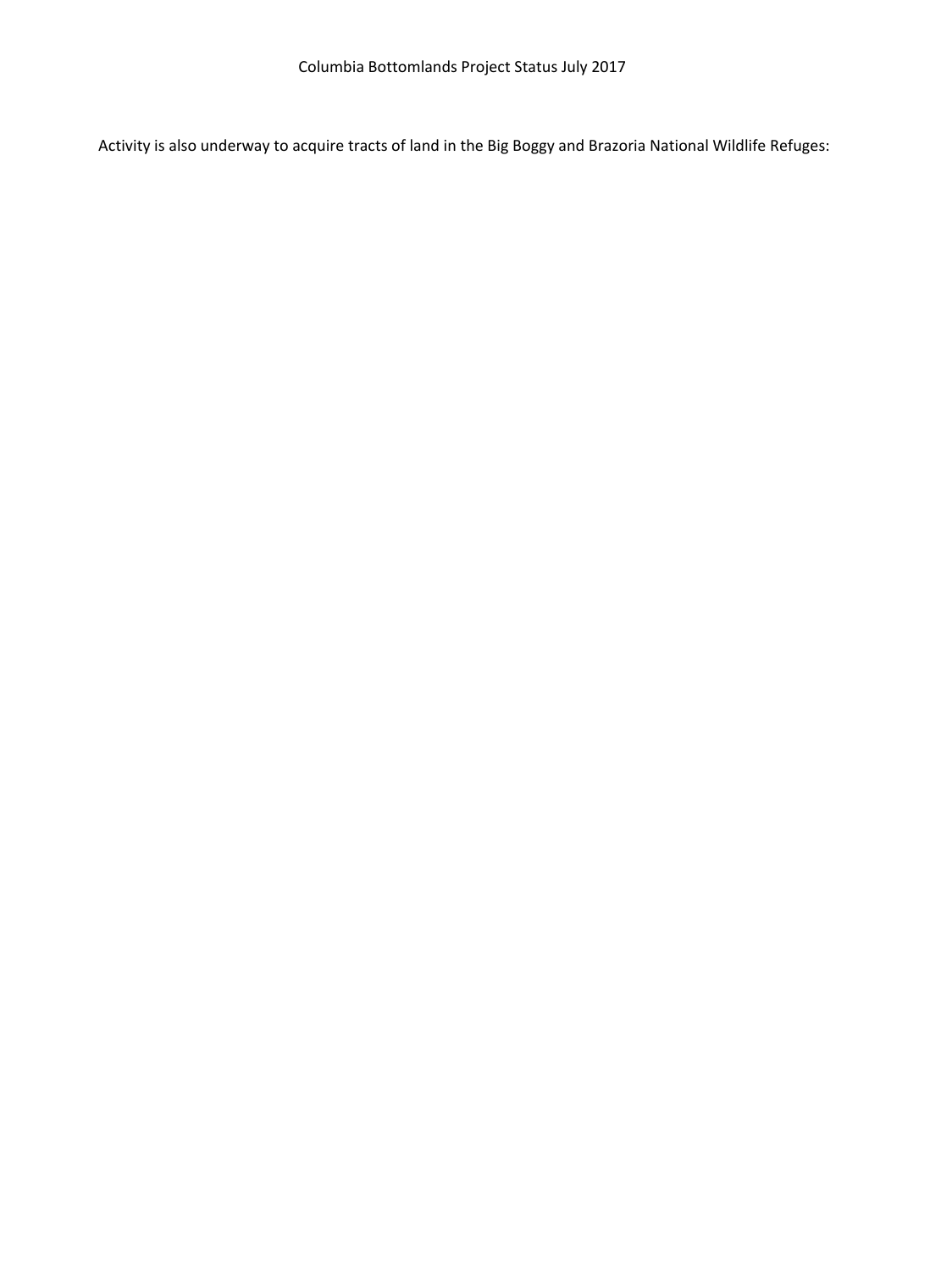Columbia Bottomlands Project Status July 2017

Activity is also underway to acquire tracts of land in the Big Boggy and Brazoria National Wildlife Refuges: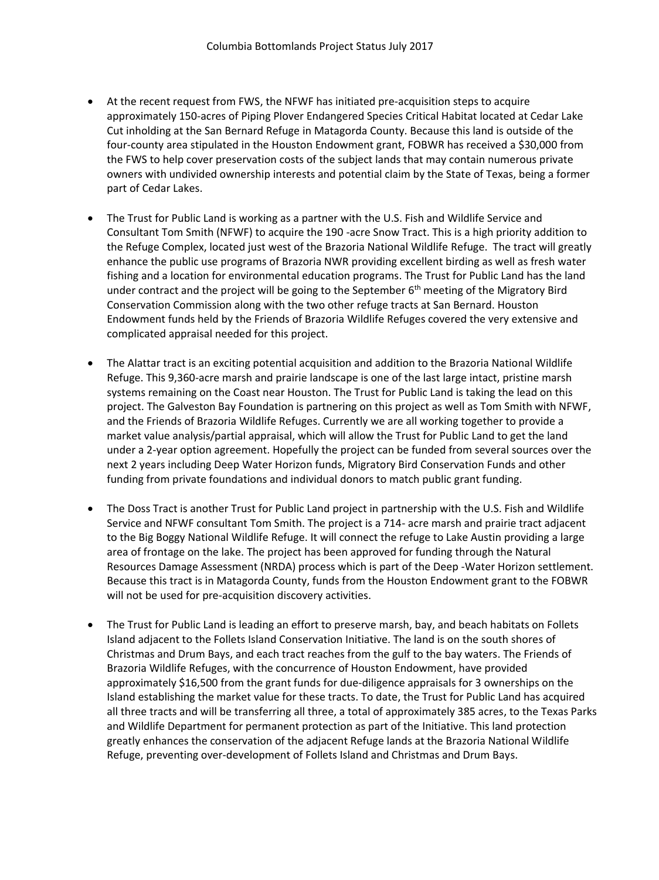Columbia Bottomlands Project Status July 2017

- At the recent request from FWS, the NFWF has initiated pre-acquisition steps to acquire approximately 150-acres of Piping Plover Endangered Species Critical Habitat located at Cedar Lake Cut inholding at the San Bernard Refuge in Matagorda County. Because this land is outside of the four-county area stipulated in the Houston Endowment grant, FOBWR has received a $30,000 from the FWS to help cover preservation costs of the subject lands that may contain numerous private owners with undivided ownership interests and potential claim by the State of Texas, being a former part of Cedar Lakes.

- The Trust for Public Land is working as a partner with the U.S. Fish and Wildlife Service and Consultant Tom Smith (NFWF) to acquire the 190 -acre Snow Tract. This is a high priority addition to the Refuge Complex, located just west of the Brazoria National Wildlife Refuge. The tract will greatly enhance the public use programs of Brazoria NWR providing excellent birding as well as fresh water fishing and a location for environmental education programs. The Trust for Public Land has the land under contract and the project will be going to the September 6th meeting of the Migratory Bird Conservation Commission along with the two other refuge tracts at San Bernard. Houston Endowment funds held by the Friends of Brazoria Wildlife Refuges covered the very extensive and complicated appraisal needed for this project.

- The Alattar tract is an exciting potential acquisition and addition to the Brazoria National Wildlife Refuge. This 9,360-acre marsh and prairie landscape is one of the last large intact, pristine marsh systems remaining on the Coast near Houston. The Trust for Public Land is taking the lead on this project. The Galveston Bay Foundation is partnering on this project as well as Tom Smith with NFWF, and the Friends of Brazoria Wildlife Refuges. Currently we are all working together to provide a market value analysis/partial appraisal, which will allow the Trust for Public Land to get the land under a 2-year option agreement. Hopefully the project can be funded from several sources over the next 2 years including Deep Water Horizon funds, Migratory Bird Conservation Funds and other funding from private foundations and individual donors to match public grant funding.

- The Doss Tract is another Trust for Public Land project in partnership with the U.S. Fish and Wildlife Service and NFWF consultant Tom Smith. The project is a 714- acre marsh and prairie tract adjacent to the Big Boggy National Wildlife Refuge. It will connect the refuge to Lake Austin providing a large area of frontage on the lake. The project has been approved for funding through the Natural Resources Damage Assessment (NRDA) process which is part of the Deep -Water Horizon settlement. Because this tract is in Matagorda County, funds from the Houston Endowment grant to the FOBWR will not be used for pre-acquisition discovery activities.

- The Trust for Public Land is leading an effort to preserve marsh, bay, and beach habitats on Follets Island adjacent to the Follets Island Conservation Initiative. The land is on the south shores of Christmas and Drum Bays, and each tract reaches from the gulf to the bay waters. The Friends of Brazoria Wildlife Refuges, with the concurrence of Houston Endowment, have provided approximately $16,500 from the grant funds for due-diligence appraisals for 3 ownerships on the Island establishing the market value for these tracts. To date, the Trust for Public Land has acquired all three tracts and will be transferring all three, a total of approximately 385 acres, to the Texas Parks and Wildlife Department for permanent protection as part of the Initiative. This land protection greatly enhances the conservation of the adjacent Refuge lands at the Brazoria National Wildlife Refuge, preventing over-development of Follets Island and Christmas and Drum Bays.